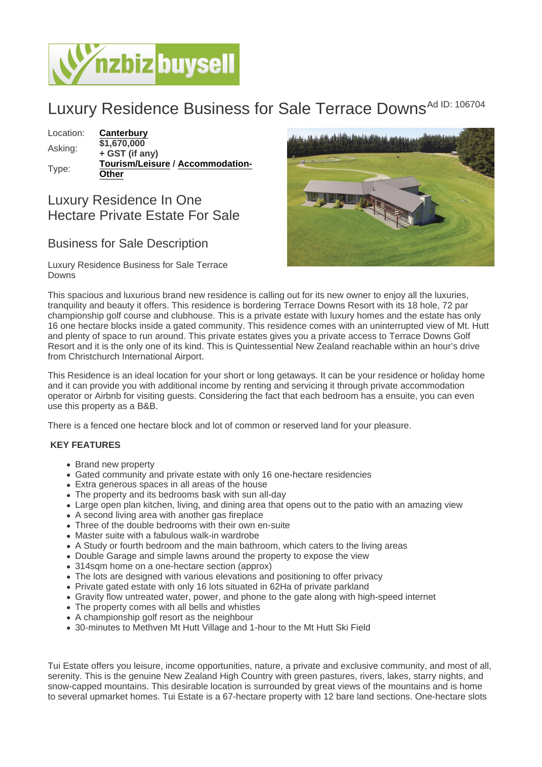# Luxury Residence Business for Sale Terrace Downs

Ad ID: 106704

| | |
|---|---|
| Location: | **Canterbury** |
| Asking: | **$1,670,000 + GST (if any)** |
| Type: | **Tourism/Leisure / Accommodation-Other** |

## Luxury Residence In One Hectare Private Estate For Sale

## Business for Sale Description

Luxury Residence Business for Sale Terrace Downs

This spacious and luxurious brand new residence is calling out for its new owner to enjoy all the luxuries, tranquility and beauty it offers. This residence is bordering Terrace Downs Resort with its 18 hole, 72 par championship golf course and clubhouse. This is a private estate with luxury homes and the estate has only 16 one hectare blocks inside a gated community. This residence comes with an uninterrupted view of Mt. Hutt and plenty of space to run around. This private estates gives you a private access to Terrace Downs Golf Resort and it is the only one of its kind. This is Quintessential New Zealand reachable within an hour's drive from Christchurch International Airport.

This Residence is an ideal location for your short or long getaways. It can be your residence or holiday home and it can provide you with additional income by renting and servicing it through private accommodation operator or Airbnb for visiting guests. Considering the fact that each bedroom has a ensuite, you can even use this property as a B&B.

There is a fenced one hectare block and lot of common or reserved land for your pleasure.

**KEY FEATURES**

- Brand new property
- Gated community and private estate with only 16 one-hectare residencies
- Extra generous spaces in all areas of the house
- The property and its bedrooms bask with sun all-day
- Large open plan kitchen, living, and dining area that opens out to the patio with an amazing view
- A second living area with another gas fireplace
- Three of the double bedrooms with their own en-suite
- Master suite with a fabulous walk-in wardrobe
- A Study or fourth bedroom and the main bathroom, which caters to the living areas
- Double Garage and simple lawns around the property to expose the view
- 314sqm home on a one-hectare section (approx)
- The lots are designed with various elevations and positioning to offer privacy
- Private gated estate with only 16 lots situated in 62Ha of private parkland
- Gravity flow untreated water, power, and phone to the gate along with high-speed internet
- The property comes with all bells and whistles
- A championship golf resort as the neighbour
- 30-minutes to Methven Mt Hutt Village and 1-hour to the Mt Hutt Ski Field

Tui Estate offers you leisure, income opportunities, nature, a private and exclusive community, and most of all, serenity. This is the genuine New Zealand High Country with green pastures, rivers, starry nights, and snow-capped mountains. This desirable location is surrounded by great views of the mountains and is home to several upmarket homes. Tui Estate is a 67-hectare property with 12 bare land sections. One-hectare slots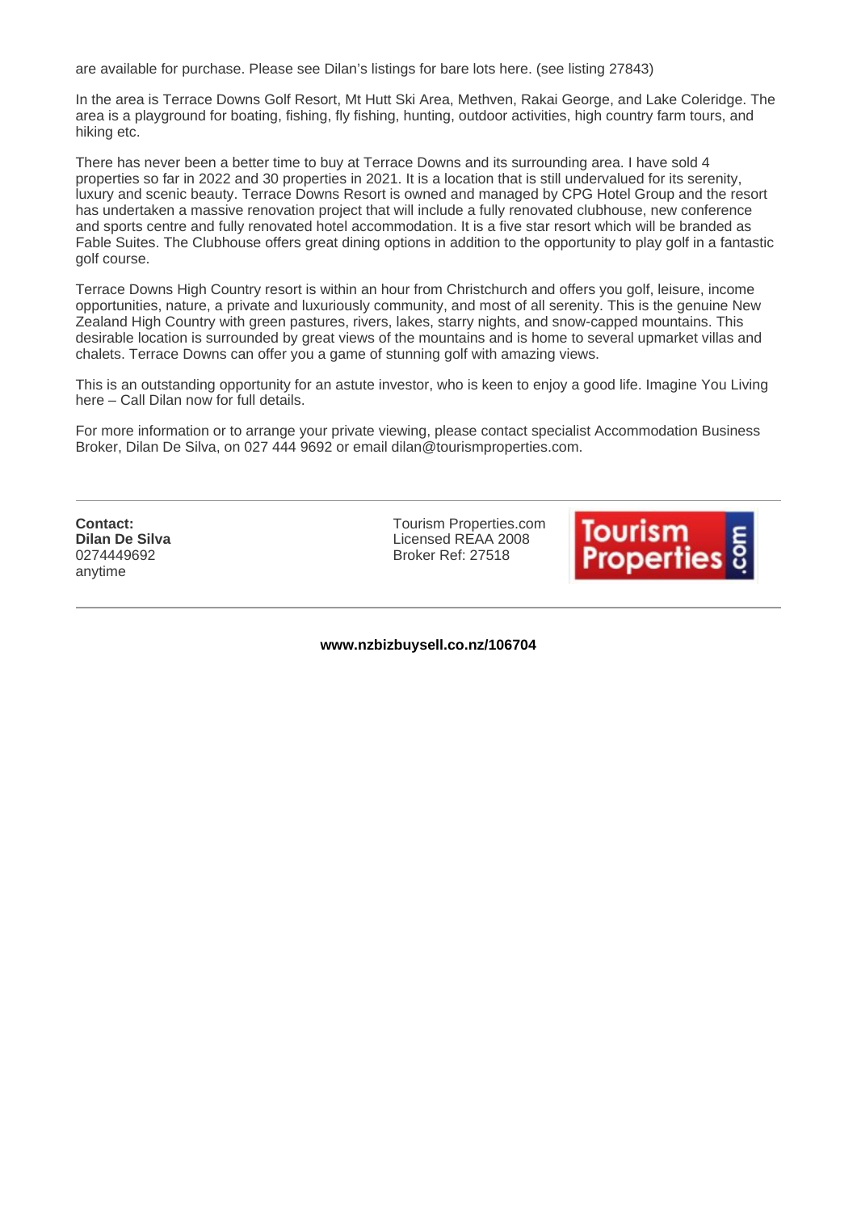are available for purchase. Please see Dilan's listings for bare lots here. (see listing 27843)

In the area is Terrace Downs Golf Resort, Mt Hutt Ski Area, Methven, Rakai George, and Lake Coleridge. The area is a playground for boating, fishing, fly fishing, hunting, outdoor activities, high country farm tours, and hiking etc.

There has never been a better time to buy at Terrace Downs and its surrounding area. I have sold 4 properties so far in 2022 and 30 properties in 2021. It is a location that is still undervalued for its serenity, luxury and scenic beauty. Terrace Downs Resort is owned and managed by CPG Hotel Group and the resort has undertaken a massive renovation project that will include a fully renovated clubhouse, new conference and sports centre and fully renovated hotel accommodation. It is a five star resort which will be branded as Fable Suites. The Clubhouse offers great dining options in addition to the opportunity to play golf in a fantastic golf course.

Terrace Downs High Country resort is within an hour from Christchurch and offers you golf, leisure, income opportunities, nature, a private and luxuriously community, and most of all serenity. This is the genuine New Zealand High Country with green pastures, rivers, lakes, starry nights, and snow-capped mountains. This desirable location is surrounded by great views of the mountains and is home to several upmarket villas and chalets. Terrace Downs can offer you a game of stunning golf with amazing views.

This is an outstanding opportunity for an astute investor, who is keen to enjoy a good life. Imagine You Living here – Call Dilan now for full details.

For more information or to arrange your private viewing, please contact specialist Accommodation Business Broker, Dilan De Silva, on 027 444 9692 or email dilan@tourismproperties.com.

---

**Contact:**
**Dilan De Silva**
0274449692
anytime

Tourism Properties.com
Licensed REAA 2008
Broker Ref: 27518

Tourism Properties .com

---

**www.nzbizbuysell.co.nz/106704**